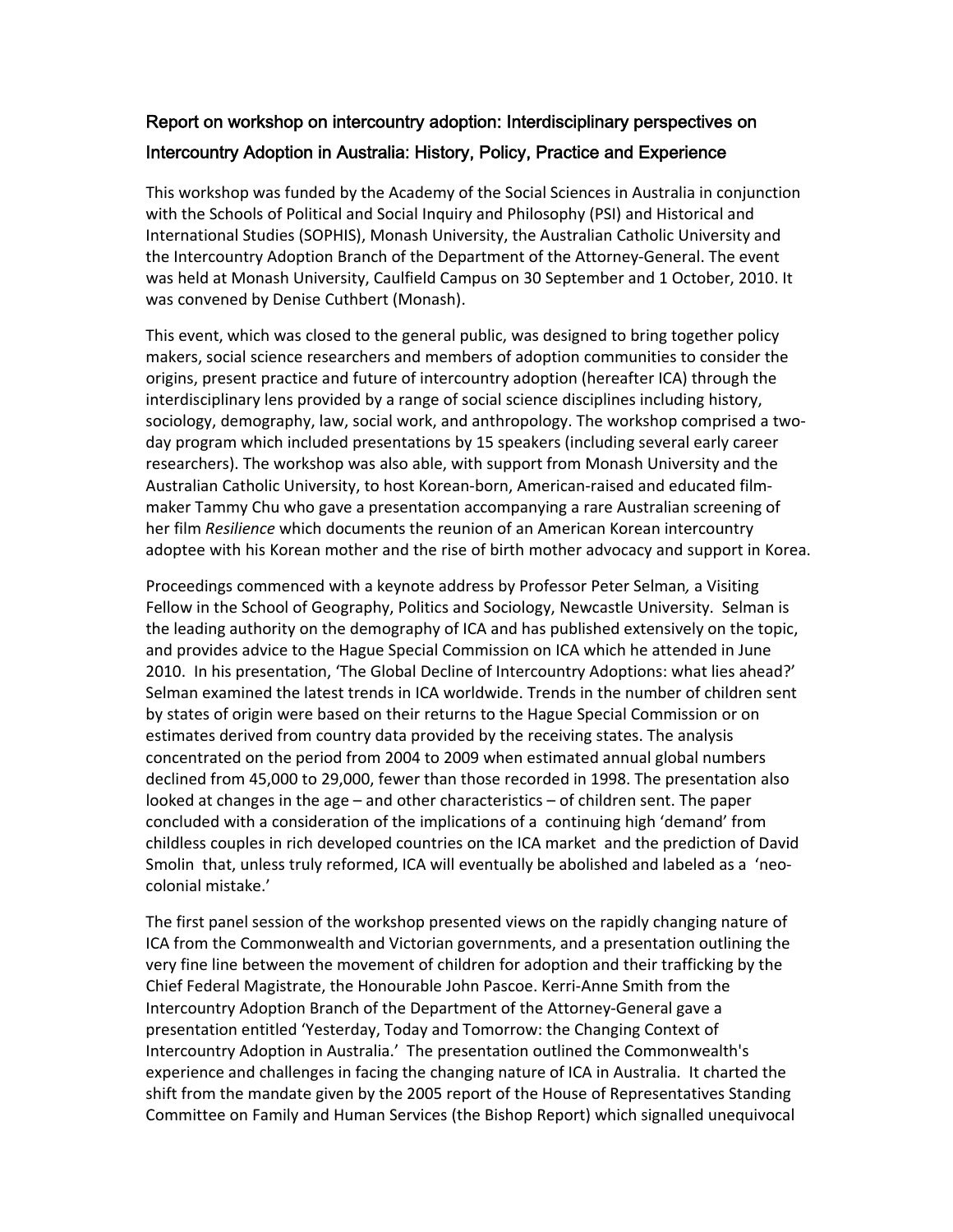# Report on workshop on intercountry adoption: Interdisciplinary perspectives on Intercountry Adoption in Australia: History, Policy, Practice and Experience

This workshop was funded by the Academy of the Social Sciences in Australia in conjunction with the Schools of Political and Social Inquiry and Philosophy (PSI) and Historical and International Studies (SOPHIS), Monash University, the Australian Catholic University and the Intercountry Adoption Branch of the Department of the Attorney-General. The event was held at Monash University, Caulfield Campus on 30 September and 1 October, 2010. It was convened by Denise Cuthbert (Monash).

This event, which was closed to the general public, was designed to bring together policy makers, social science researchers and members of adoption communities to consider the origins, present practice and future of intercountry adoption (hereafter ICA) through the interdisciplinary lens provided by a range of social science disciplines including history, sociology, demography, law, social work, and anthropology. The workshop comprised a two-day program which included presentations by 15 speakers (including several early career researchers). The workshop was also able, with support from Monash University and the Australian Catholic University, to host Korean-born, American-raised and educated film-maker Tammy Chu who gave a presentation accompanying a rare Australian screening of her film *Resilience* which documents the reunion of an American Korean intercountry adoptee with his Korean mother and the rise of birth mother advocacy and support in Korea.

Proceedings commenced with a keynote address by Professor Peter Selman*,* a Visiting Fellow in the School of Geography, Politics and Sociology, Newcastle University. Selman is the leading authority on the demography of ICA and has published extensively on the topic, and provides advice to the Hague Special Commission on ICA which he attended in June 2010. In his presentation, 'The Global Decline of Intercountry Adoptions: what lies ahead?' Selman examined the latest trends in ICA worldwide. Trends in the number of children sent by states of origin were based on their returns to the Hague Special Commission or on estimates derived from country data provided by the receiving states. The analysis concentrated on the period from 2004 to 2009 when estimated annual global numbers declined from 45,000 to 29,000, fewer than those recorded in 1998. The presentation also looked at changes in the age – and other characteristics – of children sent. The paper concluded with a consideration of the implications of a continuing high 'demand' from childless couples in rich developed countries on the ICA market and the prediction of David Smolin that, unless truly reformed, ICA will eventually be abolished and labeled as a 'neo-colonial mistake.'

The first panel session of the workshop presented views on the rapidly changing nature of ICA from the Commonwealth and Victorian governments, and a presentation outlining the very fine line between the movement of children for adoption and their trafficking by the Chief Federal Magistrate, the Honourable John Pascoe. Kerri-Anne Smith from the Intercountry Adoption Branch of the Department of the Attorney-General gave a presentation entitled 'Yesterday, Today and Tomorrow: the Changing Context of Intercountry Adoption in Australia.' The presentation outlined the Commonwealth's experience and challenges in facing the changing nature of ICA in Australia. It charted the shift from the mandate given by the 2005 report of the House of Representatives Standing Committee on Family and Human Services (the Bishop Report) which signalled unequivocal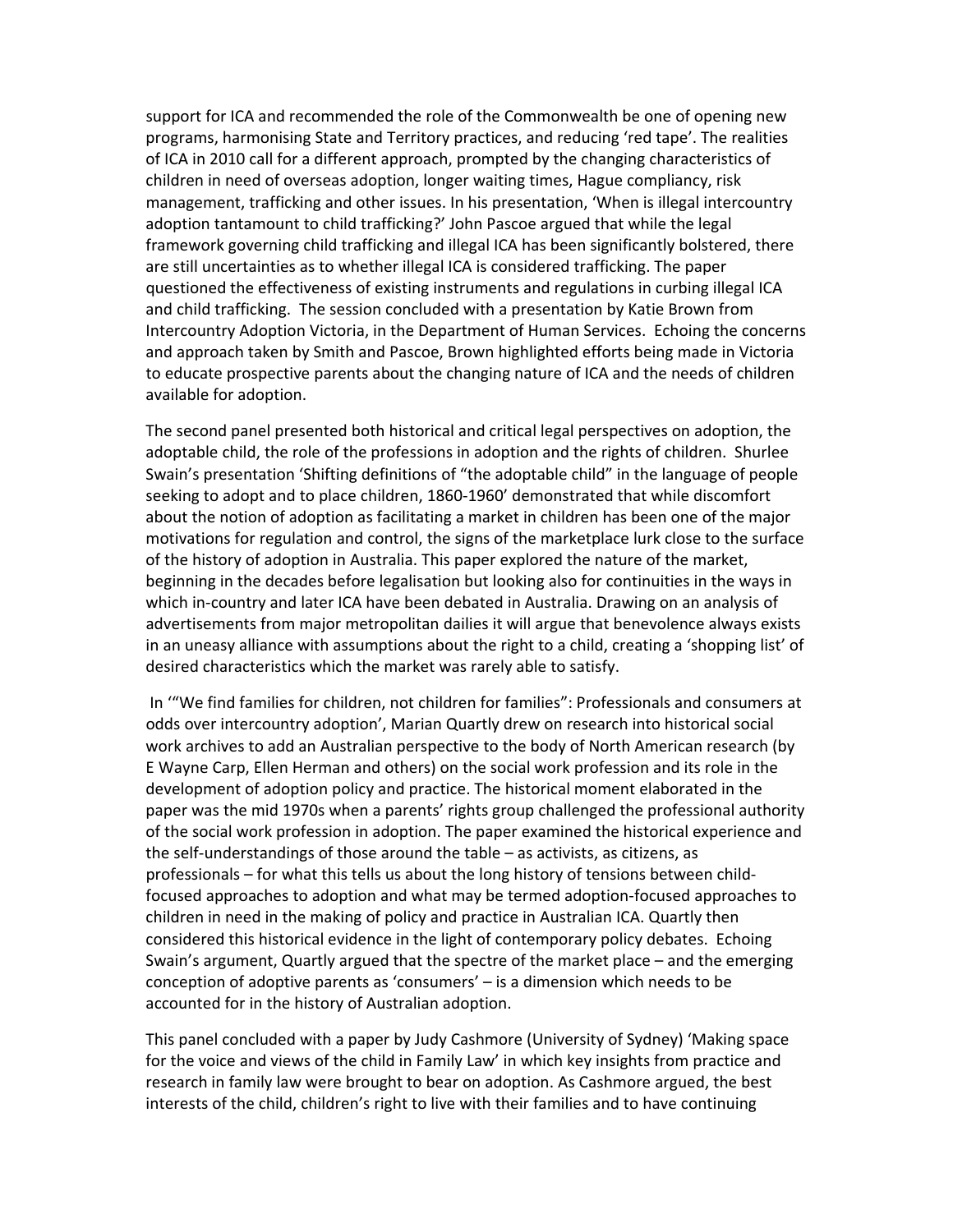support for ICA and recommended the role of the Commonwealth be one of opening new programs, harmonising State and Territory practices, and reducing 'red tape'. The realities of ICA in 2010 call for a different approach, prompted by the changing characteristics of children in need of overseas adoption, longer waiting times, Hague compliancy, risk management, trafficking and other issues. In his presentation, 'When is illegal intercountry adoption tantamount to child trafficking?' John Pascoe argued that while the legal framework governing child trafficking and illegal ICA has been significantly bolstered, there are still uncertainties as to whether illegal ICA is considered trafficking. The paper questioned the effectiveness of existing instruments and regulations in curbing illegal ICA and child trafficking. The session concluded with a presentation by Katie Brown from Intercountry Adoption Victoria, in the Department of Human Services. Echoing the concerns and approach taken by Smith and Pascoe, Brown highlighted efforts being made in Victoria to educate prospective parents about the changing nature of ICA and the needs of children available for adoption.

The second panel presented both historical and critical legal perspectives on adoption, the adoptable child, the role of the professions in adoption and the rights of children. Shurlee Swain's presentation 'Shifting definitions of "the adoptable child" in the language of people seeking to adopt and to place children, 1860-1960' demonstrated that while discomfort about the notion of adoption as facilitating a market in children has been one of the major motivations for regulation and control, the signs of the marketplace lurk close to the surface of the history of adoption in Australia. This paper explored the nature of the market, beginning in the decades before legalisation but looking also for continuities in the ways in which in-country and later ICA have been debated in Australia. Drawing on an analysis of advertisements from major metropolitan dailies it will argue that benevolence always exists in an uneasy alliance with assumptions about the right to a child, creating a 'shopping list' of desired characteristics which the market was rarely able to satisfy.

In '"We find families for children, not children for families": Professionals and consumers at odds over intercountry adoption', Marian Quartly drew on research into historical social work archives to add an Australian perspective to the body of North American research (by E Wayne Carp, Ellen Herman and others) on the social work profession and its role in the development of adoption policy and practice. The historical moment elaborated in the paper was the mid 1970s when a parents' rights group challenged the professional authority of the social work profession in adoption. The paper examined the historical experience and the self-understandings of those around the table – as activists, as citizens, as professionals – for what this tells us about the long history of tensions between child-focused approaches to adoption and what may be termed adoption-focused approaches to children in need in the making of policy and practice in Australian ICA. Quartly then considered this historical evidence in the light of contemporary policy debates. Echoing Swain's argument, Quartly argued that the spectre of the market place – and the emerging conception of adoptive parents as 'consumers' – is a dimension which needs to be accounted for in the history of Australian adoption.

This panel concluded with a paper by Judy Cashmore (University of Sydney) 'Making space for the voice and views of the child in Family Law' in which key insights from practice and research in family law were brought to bear on adoption. As Cashmore argued, the best interests of the child, children's right to live with their families and to have continuing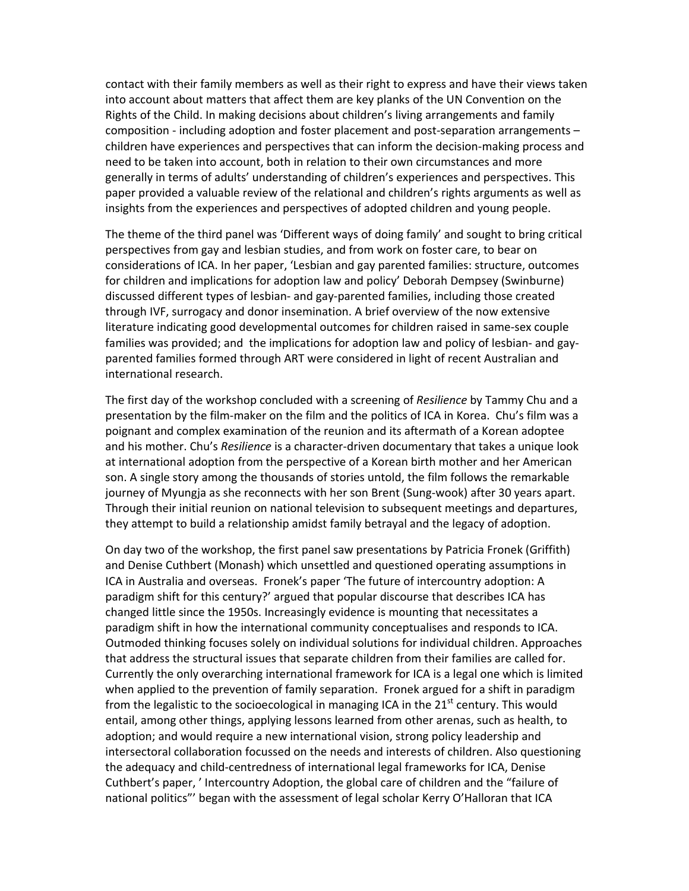contact with their family members as well as their right to express and have their views taken into account about matters that affect them are key planks of the UN Convention on the Rights of the Child. In making decisions about children's living arrangements and family composition - including adoption and foster placement and post-separation arrangements – children have experiences and perspectives that can inform the decision-making process and need to be taken into account, both in relation to their own circumstances and more generally in terms of adults' understanding of children's experiences and perspectives. This paper provided a valuable review of the relational and children's rights arguments as well as insights from the experiences and perspectives of adopted children and young people.

The theme of the third panel was 'Different ways of doing family' and sought to bring critical perspectives from gay and lesbian studies, and from work on foster care, to bear on considerations of ICA. In her paper, 'Lesbian and gay parented families: structure, outcomes for children and implications for adoption law and policy' Deborah Dempsey (Swinburne) discussed different types of lesbian- and gay-parented families, including those created through IVF, surrogacy and donor insemination. A brief overview of the now extensive literature indicating good developmental outcomes for children raised in same-sex couple families was provided; and the implications for adoption law and policy of lesbian- and gay-parented families formed through ART were considered in light of recent Australian and international research.

The first day of the workshop concluded with a screening of *Resilience* by Tammy Chu and a presentation by the film-maker on the film and the politics of ICA in Korea. Chu's film was a poignant and complex examination of the reunion and its aftermath of a Korean adoptee and his mother. Chu's *Resilience* is a character-driven documentary that takes a unique look at international adoption from the perspective of a Korean birth mother and her American son. A single story among the thousands of stories untold, the film follows the remarkable journey of Myungja as she reconnects with her son Brent (Sung-wook) after 30 years apart. Through their initial reunion on national television to subsequent meetings and departures, they attempt to build a relationship amidst family betrayal and the legacy of adoption.

On day two of the workshop, the first panel saw presentations by Patricia Fronek (Griffith) and Denise Cuthbert (Monash) which unsettled and questioned operating assumptions in ICA in Australia and overseas. Fronek's paper 'The future of intercountry adoption: A paradigm shift for this century?' argued that popular discourse that describes ICA has changed little since the 1950s. Increasingly evidence is mounting that necessitates a paradigm shift in how the international community conceptualises and responds to ICA. Outmoded thinking focuses solely on individual solutions for individual children. Approaches that address the structural issues that separate children from their families are called for. Currently the only overarching international framework for ICA is a legal one which is limited when applied to the prevention of family separation. Fronek argued for a shift in paradigm from the legalistic to the socioecological in managing ICA in the 21st century. This would entail, among other things, applying lessons learned from other arenas, such as health, to adoption; and would require a new international vision, strong policy leadership and intersectoral collaboration focussed on the needs and interests of children. Also questioning the adequacy and child-centredness of international legal frameworks for ICA, Denise Cuthbert's paper, ' Intercountry Adoption, the global care of children and the "failure of national politics"' began with the assessment of legal scholar Kerry O'Halloran that ICA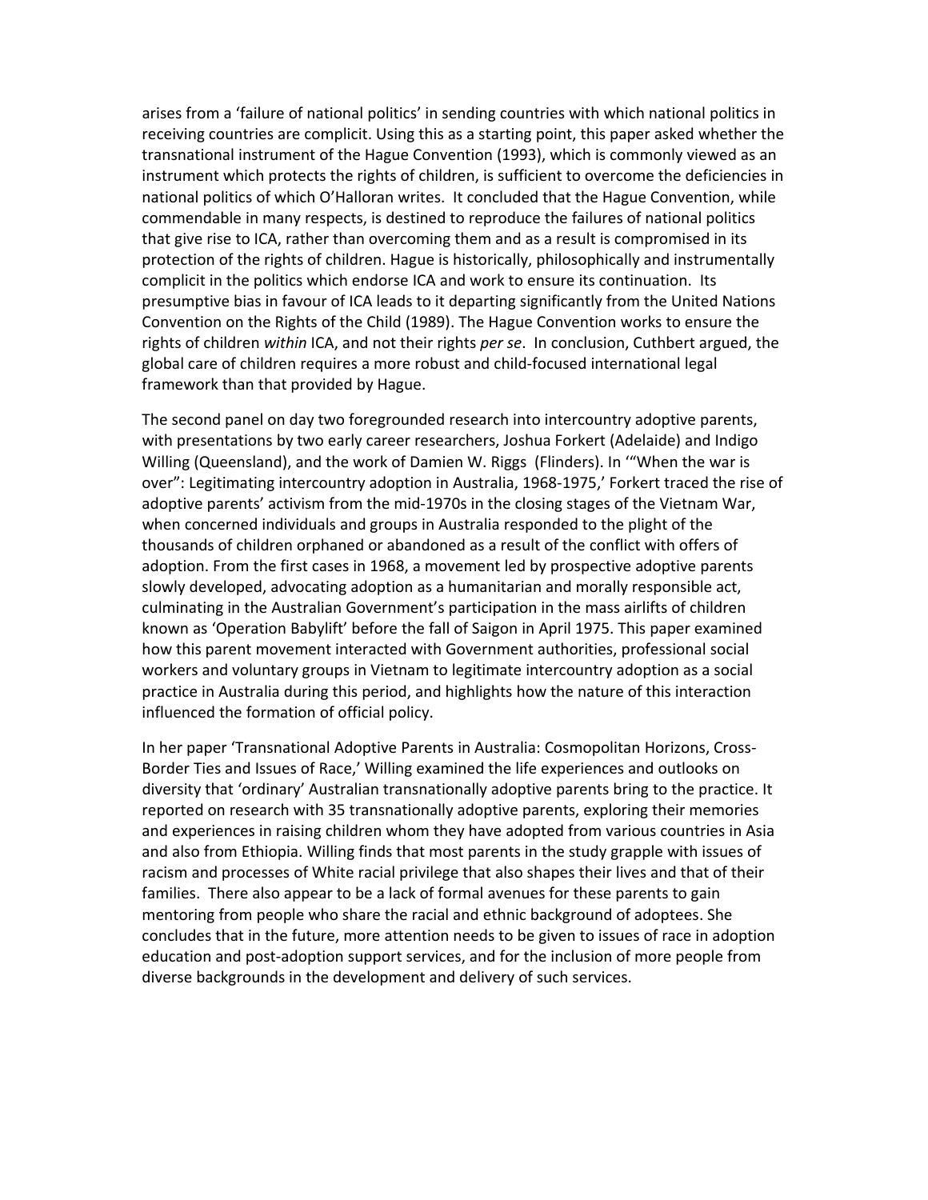arises from a 'failure of national politics' in sending countries with which national politics in receiving countries are complicit. Using this as a starting point, this paper asked whether the transnational instrument of the Hague Convention (1993), which is commonly viewed as an instrument which protects the rights of children, is sufficient to overcome the deficiencies in national politics of which O'Halloran writes. It concluded that the Hague Convention, while commendable in many respects, is destined to reproduce the failures of national politics that give rise to ICA, rather than overcoming them and as a result is compromised in its protection of the rights of children. Hague is historically, philosophically and instrumentally complicit in the politics which endorse ICA and work to ensure its continuation. Its presumptive bias in favour of ICA leads to it departing significantly from the United Nations Convention on the Rights of the Child (1989). The Hague Convention works to ensure the rights of children *within* ICA, and not their rights *per se*. In conclusion, Cuthbert argued, the global care of children requires a more robust and child-focused international legal framework than that provided by Hague.

The second panel on day two foregrounded research into intercountry adoptive parents, with presentations by two early career researchers, Joshua Forkert (Adelaide) and Indigo Willing (Queensland), and the work of Damien W. Riggs (Flinders). In '"When the war is over": Legitimating intercountry adoption in Australia, 1968-1975,' Forkert traced the rise of adoptive parents' activism from the mid-1970s in the closing stages of the Vietnam War, when concerned individuals and groups in Australia responded to the plight of the thousands of children orphaned or abandoned as a result of the conflict with offers of adoption. From the first cases in 1968, a movement led by prospective adoptive parents slowly developed, advocating adoption as a humanitarian and morally responsible act, culminating in the Australian Government's participation in the mass airlifts of children known as 'Operation Babylift' before the fall of Saigon in April 1975. This paper examined how this parent movement interacted with Government authorities, professional social workers and voluntary groups in Vietnam to legitimate intercountry adoption as a social practice in Australia during this period, and highlights how the nature of this interaction influenced the formation of official policy.

In her paper 'Transnational Adoptive Parents in Australia: Cosmopolitan Horizons, Cross-Border Ties and Issues of Race,' Willing examined the life experiences and outlooks on diversity that 'ordinary' Australian transnationally adoptive parents bring to the practice. It reported on research with 35 transnationally adoptive parents, exploring their memories and experiences in raising children whom they have adopted from various countries in Asia and also from Ethiopia. Willing finds that most parents in the study grapple with issues of racism and processes of White racial privilege that also shapes their lives and that of their families. There also appear to be a lack of formal avenues for these parents to gain mentoring from people who share the racial and ethnic background of adoptees. She concludes that in the future, more attention needs to be given to issues of race in adoption education and post-adoption support services, and for the inclusion of more people from diverse backgrounds in the development and delivery of such services.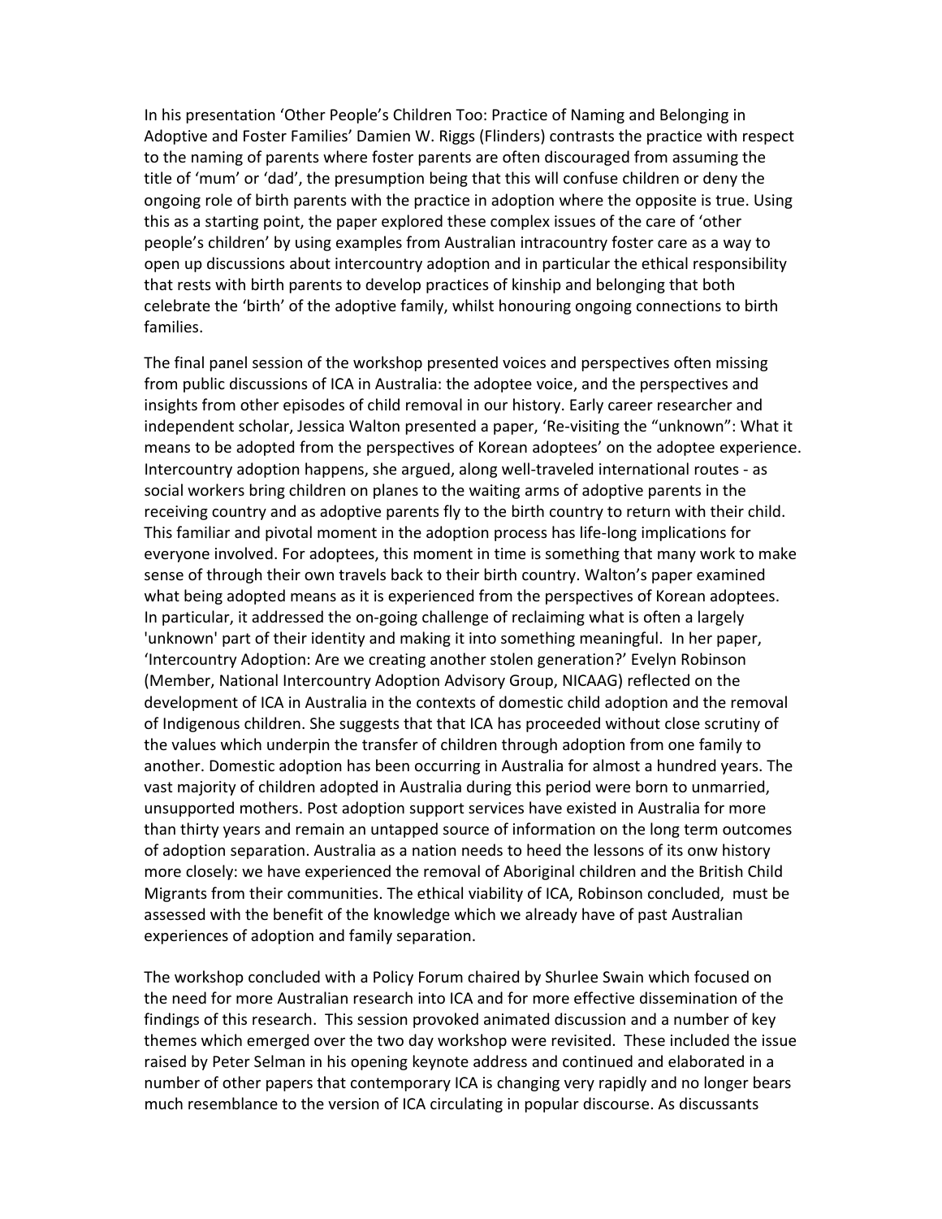In his presentation 'Other People's Children Too: Practice of Naming and Belonging in Adoptive and Foster Families' Damien W. Riggs (Flinders) contrasts the practice with respect to the naming of parents where foster parents are often discouraged from assuming the title of 'mum' or 'dad', the presumption being that this will confuse children or deny the ongoing role of birth parents with the practice in adoption where the opposite is true. Using this as a starting point, the paper explored these complex issues of the care of 'other people's children' by using examples from Australian intracountry foster care as a way to open up discussions about intercountry adoption and in particular the ethical responsibility that rests with birth parents to develop practices of kinship and belonging that both celebrate the 'birth' of the adoptive family, whilst honouring ongoing connections to birth families.

The final panel session of the workshop presented voices and perspectives often missing from public discussions of ICA in Australia: the adoptee voice, and the perspectives and insights from other episodes of child removal in our history. Early career researcher and independent scholar, Jessica Walton presented a paper, 'Re-visiting the "unknown": What it means to be adopted from the perspectives of Korean adoptees' on the adoptee experience. Intercountry adoption happens, she argued, along well-traveled international routes - as social workers bring children on planes to the waiting arms of adoptive parents in the receiving country and as adoptive parents fly to the birth country to return with their child. This familiar and pivotal moment in the adoption process has life-long implications for everyone involved. For adoptees, this moment in time is something that many work to make sense of through their own travels back to their birth country. Walton's paper examined what being adopted means as it is experienced from the perspectives of Korean adoptees. In particular, it addressed the on-going challenge of reclaiming what is often a largely 'unknown' part of their identity and making it into something meaningful. In her paper, 'Intercountry Adoption: Are we creating another stolen generation?' Evelyn Robinson (Member, National Intercountry Adoption Advisory Group, NICAAG) reflected on the development of ICA in Australia in the contexts of domestic child adoption and the removal of Indigenous children. She suggests that that ICA has proceeded without close scrutiny of the values which underpin the transfer of children through adoption from one family to another. Domestic adoption has been occurring in Australia for almost a hundred years. The vast majority of children adopted in Australia during this period were born to unmarried, unsupported mothers. Post adoption support services have existed in Australia for more than thirty years and remain an untapped source of information on the long term outcomes of adoption separation. Australia as a nation needs to heed the lessons of its onw history more closely: we have experienced the removal of Aboriginal children and the British Child Migrants from their communities. The ethical viability of ICA, Robinson concluded, must be assessed with the benefit of the knowledge which we already have of past Australian experiences of adoption and family separation.

The workshop concluded with a Policy Forum chaired by Shurlee Swain which focused on the need for more Australian research into ICA and for more effective dissemination of the findings of this research. This session provoked animated discussion and a number of key themes which emerged over the two day workshop were revisited. These included the issue raised by Peter Selman in his opening keynote address and continued and elaborated in a number of other papers that contemporary ICA is changing very rapidly and no longer bears much resemblance to the version of ICA circulating in popular discourse. As discussants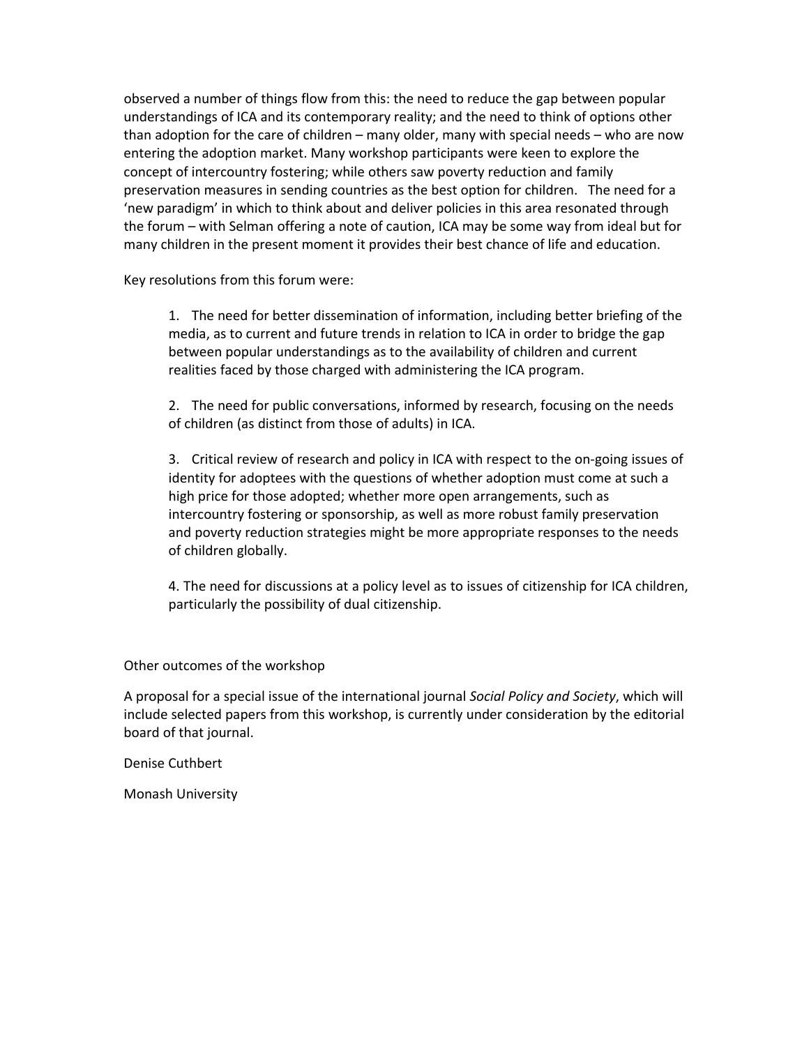observed a number of things flow from this: the need to reduce the gap between popular understandings of ICA and its contemporary reality; and the need to think of options other than adoption for the care of children – many older, many with special needs – who are now entering the adoption market. Many workshop participants were keen to explore the concept of intercountry fostering; while others saw poverty reduction and family preservation measures in sending countries as the best option for children. The need for a 'new paradigm' in which to think about and deliver policies in this area resonated through the forum – with Selman offering a note of caution, ICA may be some way from ideal but for many children in the present moment it provides their best chance of life and education.

Key resolutions from this forum were:

1. The need for better dissemination of information, including better briefing of the media, as to current and future trends in relation to ICA in order to bridge the gap between popular understandings as to the availability of children and current realities faced by those charged with administering the ICA program.

2. The need for public conversations, informed by research, focusing on the needs of children (as distinct from those of adults) in ICA.

3. Critical review of research and policy in ICA with respect to the on-going issues of identity for adoptees with the questions of whether adoption must come at such a high price for those adopted; whether more open arrangements, such as intercountry fostering or sponsorship, as well as more robust family preservation and poverty reduction strategies might be more appropriate responses to the needs of children globally.

4. The need for discussions at a policy level as to issues of citizenship for ICA children, particularly the possibility of dual citizenship.

Other outcomes of the workshop

A proposal for a special issue of the international journal *Social Policy and Society*, which will include selected papers from this workshop, is currently under consideration by the editorial board of that journal.

Denise Cuthbert

Monash University